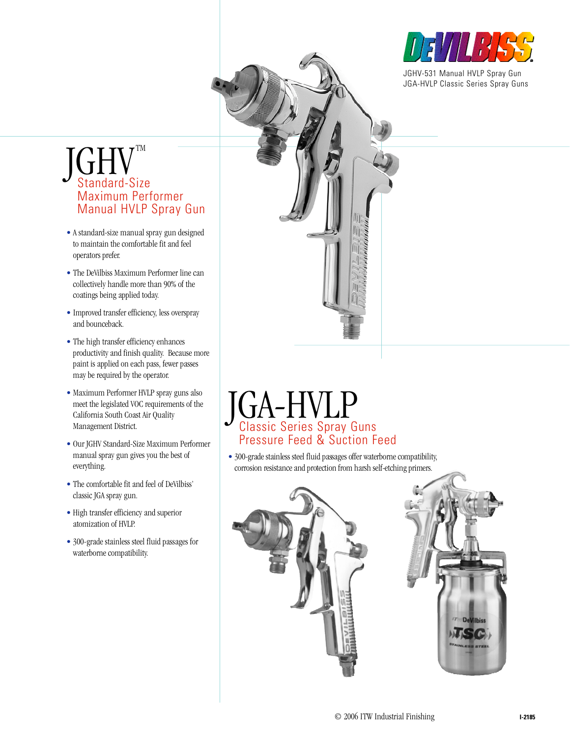DEVILBISS

JGHV-531 Manual HVLP Spray Gun
JGA-HVLP Classic Series Spray Guns

# JGHV™

## Standard-Size Maximum Performer Manual HVLP Spray Gun

- A standard-size manual spray gun designed to maintain the comfortable fit and feel operators prefer.
- The DeVilbiss Maximum Performer line can collectively handle more than 90% of the coatings being applied today.
- Improved transfer efficiency, less overspray and bounceback.
- The high transfer efficiency enhances productivity and finish quality. Because more paint is applied on each pass, fewer passes may be required by the operator.
- Maximum Performer HVLP spray guns also meet the legislated VOC requirements of the California South Coast Air Quality Management District.
- Our JGHV Standard-Size Maximum Performer manual spray gun gives you the best of everything.
- The comfortable fit and feel of DeVilbiss' classic JGA spray gun.
- High transfer efficiency and superior atomization of HVLP.
- 300-grade stainless steel fluid passages for waterborne compatibility.

# JGA-HVLP

## Classic Series Spray Guns Pressure Feed & Suction Feed

- 300-grade stainless steel fluid passages offer waterborne compatibility, corrosion resistance and protection from harsh self-etching primers.

© 2006 ITW Industrial Finishing

I-2185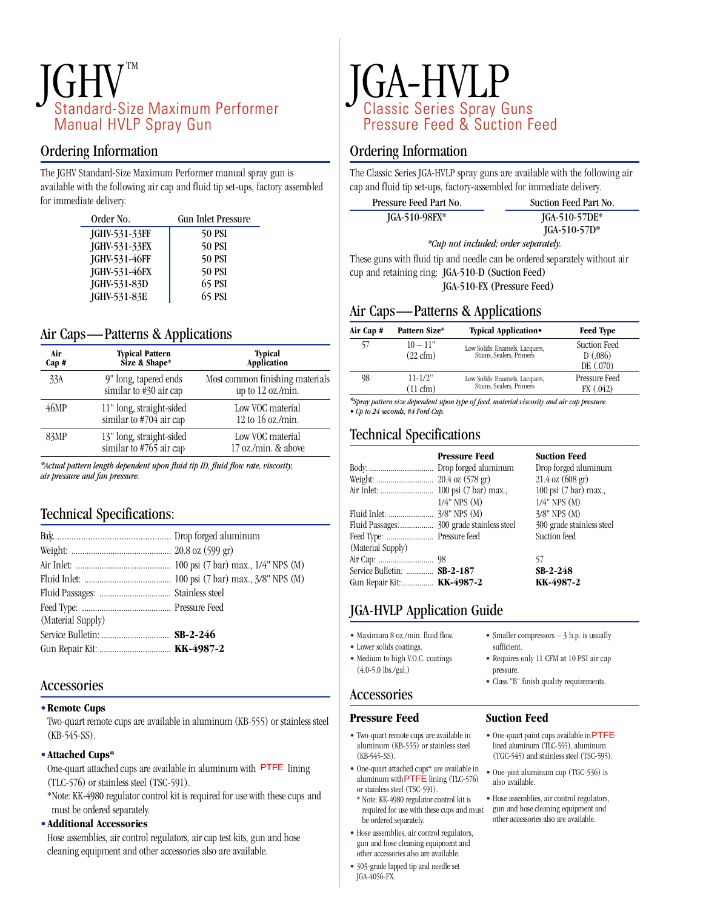# JGHV™

## Standard-Size Maximum Performer Manual HVLP Spray Gun

## Ordering Information

The JGHV Standard-Size Maximum Performer manual spray gun is available with the following air cap and fluid tip set-ups, factory assembled for immediate delivery.

| Order No. | Gun Inlet Pressure |
|---|---|
| JGHV-531-33FF | 50 PSI |
| JGHV-531-33FX | 50 PSI |
| JGHV-531-46FF | 50 PSI |
| JGHV-531-46FX | 50 PSI |
| JGHV-531-83D | 65 PSI |
| JGHV-531-83E | 65 PSI |

## Air Caps — Patterns & Applications

| Air Cap # | Typical Pattern Size & Shape* | Typical Application |
|---|---|---|
| 33A | 9" long, tapered ends similar to #30 air cap | Most common finishing materials up to 12 oz./min. |
| 46MP | 11" long, straight-sided similar to #704 air cap | Low VOC material 12 to 16 oz./min. |
| 83MP | 13" long, straight-sided similar to #765 air cap | Low VOC material 17 oz./min. & above |

*\*Actual pattern length dependent upon fluid tip ID, fluid flow rate, viscosity, air pressure and fan pressure.*

## Technical Specifications:

Body: Drop forged aluminum
Weight: 20.8 oz (599 gr)
Air Inlet: 100 psi (7 bar) max., 1/4" NPS (M)
Fluid Inlet: 100 psi (7 bar) max., 3/8" NPS (M)
Fluid Passages: Stainless steel
Feed Type: (Material Supply) Pressure Feed
Service Bulletin: **SB-2-246**
Gun Repair Kit: **KK-4987-2**

## Accessories

- **Remote Cups**
  Two-quart remote cups are available in aluminum (KB-555) or stainless steel (KB-545-SS).
- **Attached Cups***
  One-quart attached cups are available in aluminum with PTFE lining (TLC-576) or stainless steel (TSC-591).
  *Note: KK-4980 regulator control kit is required for use with these cups and must be ordered separately.
- **Additional Accessories**
  Hose assemblies, air control regulators, air cap test kits, gun and hose cleaning equipment and other accessories also are available.

# JGA-HVLP

## Classic Series Spray Guns Pressure Feed & Suction Feed

## Ordering Information

The Classic Series JGA-HVLP spray guns are available with the following air cap and fluid tip set-ups, factory-assembled for immediate delivery.

| Pressure Feed Part No. | Suction Feed Part No. |
|---|---|
| JGA-510-98FX* | JGA-510-57DE* |
| | JGA-510-57D* |

*\*Cup not included; order separately.*

These guns with fluid tip and needle can be ordered separately without air cup and retaining ring: JGA-510-D (Suction Feed)
JGA-510-FX (Pressure Feed)

## Air Caps — Patterns & Applications

| Air Cap # | Pattern Size* | Typical Application• | Feed Type |
|---|---|---|---|
| 57 | 10 – 11" (22 cfm) | Low Solids: Enamels, Lacquers, Stains, Sealers, Primers | Suction Feed D (.086) DE (.070) |
| 98 | 11-1/2" (11 cfm) | Low Solids: Enamels, Lacquers, Stains, Sealers, Primers | Pressure Feed FX (.042) |

*\*Spray pattern size dependent upon type of feed, material viscosity and air cap pressure.*
*• Up to 24 seconds, #4 Ford Cup.*

## Technical Specifications

| | Pressure Feed | Suction Feed |
|---|---|---|
| Body: | Drop forged aluminum | Drop forged aluminum |
| Weight: | 20.4 oz (578 gr) | 21.4 oz (608 gr) |
| Air Inlet: | 100 psi (7 bar) max., 1/4" NPS (M) | 100 psi (7 bar) max., 1/4" NPS (M) |
| Fluid Inlet: | 3/8" NPS (M) | 3/8" NPS (M) |
| Fluid Passages: | 300 grade stainless steel | 300 grade stainless steel |
| Feed Type: (Material Supply) | Pressure feed | Suction feed |
| Air Cap: | 98 | 57 |
| Service Bulletin: | **SB-2-187** | **SB-2-248** |
| Gun Repair Kit: | **KK-4987-2** | **KK-4987-2** |

## JGA-HVLP Application Guide

- Maximum 8 oz./min. fluid flow.
- Lower solids coatings.
- Medium to high V.O.C. coatings (4.0-5.0 lbs./gal.)
- Smaller compressors – 3 h.p. is usually sufficient.
- Requires only 11 CFM at 10 PSI air cap pressure.
- Class "B" finish quality requirements.

## Accessories

### Pressure Feed

- Two-quart remote cups are available in aluminum (KB-555) or stainless steel (KB-545-SS).
- One-quart attached cups* are available in aluminum with PTFE lining (TLC-576) or stainless steel (TSC-591).
  * Note: KK-4980 regulator control kit is required for use with these cups and must be ordered separately.
- Hose assemblies, air control regulators, gun and hose cleaning equipment and other accessories also are available.
- 303-grade lapped tip and needle set JGA-4056-FX.

### Suction Feed

- One-quart paint cups available in PTFE-lined aluminum (TLC-555), aluminum (TGC-545) and stainless steel (TSC-595).
- One-pint aluminum cup (TGC-536) is also available.
- Hose assemblies, air control regulators, gun and hose cleaning equipment and other accessories also are available.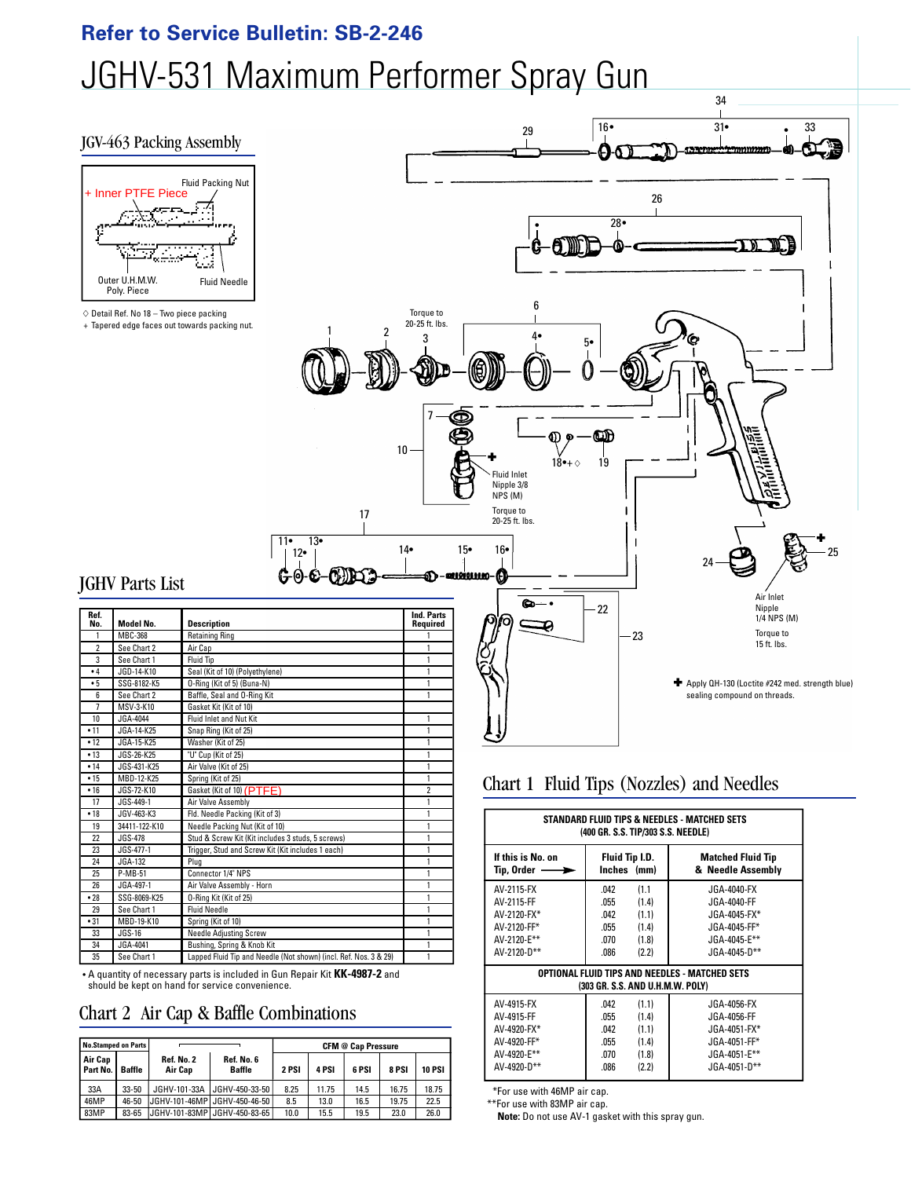**Refer to Service Bulletin: SB-2-246**

# JGHV-531 Maximum Performer Spray Gun

## JGV-463 Packing Assembly

Fluid Packing Nut

+ Inner PTFE Piece

Outer U.H.M.W. Poly. Piece

Fluid Needle

◇ Detail Ref. No 18 – Two piece packing

+ Tapered edge faces out towards packing nut.

Torque to 20-25 ft. lbs.

Fluid Inlet Nipple 3/8 NPS (M)

Torque to 20-25 ft. lbs.

Air Inlet Nipple 1/4 NPS (M)

Torque to 15 ft. lbs.

✚ Apply QH-130 (Loctite #242 med. strength blue) sealing compound on threads.

## JGHV Parts List

| Ref. No. | Model No. | Description | Ind. Parts Required |
|---|---|---|---|
| 1 | MBC-368 | Retaining Ring | 1 |
| 2 | See Chart 2 | Air Cap | 1 |
| 3 | See Chart 1 | Fluid Tip | 1 |
| • 4 | JGD-14-K10 | Seal (Kit of 10) (Polyethylene) | 1 |
| • 5 | SSG-8182-K5 | O-Ring (Kit of 5) (Buna-N) | 1 |
| 6 | See Chart 2 | Baffle, Seal and O-Ring Kit | 1 |
| 7 | MSV-3-K10 | Gasket (Kit of 10) | |
| 10 | JGA-4044 | Fluid Inlet and Nut Kit | 1 |
| • 11 | JGA-14-K25 | Snap Ring (Kit of 25) | 1 |
| • 12 | JGA-15-K25 | Washer (Kit of 25) | 1 |
| • 13 | JGS-26-K25 | "U" Cup (Kit of 25) | 1 |
| • 14 | JGS-431-K25 | Air Valve (Kit of 25) | 1 |
| • 15 | MBD-12-K25 | Spring (Kit of 25) | 1 |
| • 16 | JGS-72-K10 | Gasket (Kit of 10) (PTFE) | 2 |
| 17 | JGS-449-1 | Air Valve Assembly | 1 |
| • 18 | JGV-463-K3 | Fld. Needle Packing (Kit of 3) | 1 |
| 19 | 34411-122-K10 | Needle Packing Nut (Kit of 10) | 1 |
| 22 | JGS-478 | Stud & Screw Kit (Kit includes 3 studs, 5 screws) | 1 |
| 23 | JGS-477-1 | Trigger, Stud and Screw Kit (Kit includes 1 each) | 1 |
| 24 | JGA-132 | Plug | 1 |
| 25 | P-MB-51 | Connector 1/4" NPS | 1 |
| 26 | JGA-497-1 | Air Valve Assembly - Horn | 1 |
| • 28 | SSG-8069-K25 | O-Ring Kit (Kit of 25) | 1 |
| 29 | See Chart 1 | Fluid Needle | 1 |
| • 31 | MBD-19-K10 | Spring (Kit of 10) | 1 |
| 33 | JGS-16 | Needle Adjusting Screw | 1 |
| 34 | JGA-4041 | Bushing, Spring & Knob Kit | 1 |
| 35 | See Chart 1 | Lapped Fluid Tip and Needle (Not shown) (incl. Ref. Nos. 3 & 29) | 1 |

• A quantity of necessary parts is included in Gun Repair Kit **KK-4987-2** and should be kept on hand for service convenience.

## Chart 2 Air Cap & Baffle Combinations

| No. Stamped on Parts: Air Cap Part No. | Baffle | Ref. No. 2 Air Cap | Ref. No. 6 Baffle | CFM @ Cap Pressure: 2 PSI | 4 PSI | 6 PSI | 8 PSI | 10 PSI |
|---|---|---|---|---|---|---|---|---|
| 33A | 33-50 | JGHV-101-33A | JGHV-450-33-50 | 8.25 | 11.75 | 14.5 | 16.75 | 18.75 |
| 46MP | 46-50 | JGHV-101-46MP | JGHV-450-46-50 | 8.5 | 13.0 | 16.5 | 19.75 | 22.5 |
| 83MP | 83-65 | JGHV-101-83MP | JGHV-450-83-65 | 10.0 | 15.5 | 19.5 | 23.0 | 26.0 |

## Chart 1 Fluid Tips (Nozzles) and Needles

| If this is No. on Tip, Order → | Fluid Tip I.D. Inches (mm) | Matched Fluid Tip & Needle Assembly |
|---|---|---|
| **STANDARD FLUID TIPS & NEEDLES - MATCHED SETS (400 GR. S.S. TIP/303 S.S. NEEDLE)** | | |
| AV-2115-FX | .042 (1.1) | JGA-4040-FX |
| AV-2115-FF | .055 (1.4) | JGA-4040-FF |
| AV-2120-FX* | .042 (1.1) | JGA-4045-FX* |
| AV-2120-FF* | .055 (1.4) | JGA-4045-FF* |
| AV-2120-E** | .070 (1.8) | JGA-4045-E** |
| AV-2120-D** | .086 (2.2) | JGA-4045-D** |
| **OPTIONAL FLUID TIPS AND NEEDLES - MATCHED SETS (303 GR. S.S. AND U.H.M.W. POLY)** | | |
| AV-4915-FX | .042 (1.1) | JGA-4056-FX |
| AV-4915-FF | .055 (1.4) | JGA-4056-FF |
| AV-4920-FX* | .042 (1.1) | JGA-4051-FX* |
| AV-4920-FF* | .055 (1.4) | JGA-4051-FF* |
| AV-4920-E** | .070 (1.8) | JGA-4051-E** |
| AV-4920-D** | .086 (2.2) | JGA-4051-D** |

*For use with 46MP air cap.

**For use with 83MP air cap.

**Note:** Do not use AV-1 gasket with this spray gun.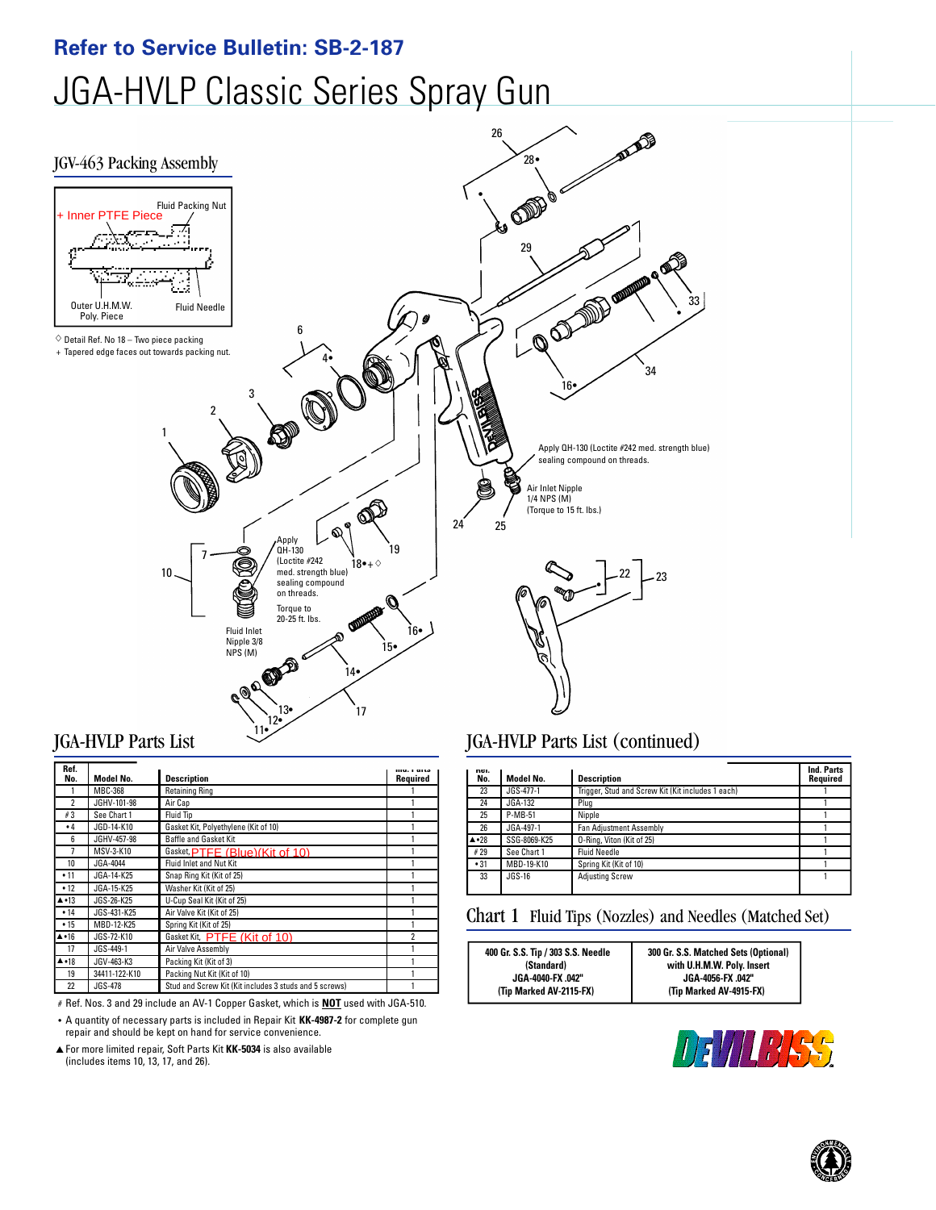## Refer to Service Bulletin: SB-2-187

# JGA-HVLP Classic Series Spray Gun

### JGV-463 Packing Assembly

+ Inner PTFE Piece

Fluid Packing Nut

Outer U.H.M.W. Poly. Piece

Fluid Needle

◇ Detail Ref. No 18 – Two piece packing
+ Tapered edge faces out towards packing nut.

Apply QH-130 (Loctite #242 med. strength blue) sealing compound on threads.

Air Inlet Nipple 1/4 NPS (M) (Torque to 15 ft. lbs.)

Apply QH-130 (Loctite #242 med. strength blue) sealing compound on threads.

Torque to 20-25 ft. lbs.

Fluid Inlet Nipple 3/8 NPS (M)

## JGA-HVLP Parts List

| Ref. No. | Model No. | Description | Ind. Parts Required |
|---|---|---|---|
| 1 | MBC-368 | Retaining Ring | 1 |
| 2 | JGHV-101-98 | Air Cap | 1 |
| # 3 | See Chart 1 | Fluid Tip | 1 |
| • 4 | JGD-14-K10 | Gasket Kit, Polyethylene (Kit of 10) | 1 |
| 6 | JGHV-457-98 | Baffle and Gasket Kit | 1 |
| 7 | MSV-3-K10 | Gasket, PTFE (Blue)(Kit of 10) | 1 |
| 10 | JGA-4044 | Fluid Inlet and Nut Kit | 1 |
| • 11 | JGA-14-K25 | Snap Ring Kit (Kit of 25) | 1 |
| • 12 | JGA-15-K25 | Washer Kit (Kit of 25) | 1 |
| ▲• 13 | JGS-26-K25 | U-Cup Seal Kit (Kit of 25) | 1 |
| • 14 | JGS-431-K25 | Air Valve Kit (Kit of 25) | 1 |
| • 15 | MBD-12-K25 | Spring Kit (Kit of 25) | 1 |
| ▲• 16 | JGS-72-K10 | Gasket Kit, PTFE (Kit of 10) | 2 |
| 17 | JGS-449-1 | Air Valve Assembly | 1 |
| ▲• 18 | JGV-463-K3 | Packing Kit (Kit of 3) | 1 |
| 19 | 34411-122-K10 | Packing Nut Kit (Kit of 10) | 1 |
| 22 | JGS-478 | Stud and Screw Kit (Kit includes 3 studs and 5 screws) | 1 |

# Ref. Nos. 3 and 29 include an AV-1 Copper Gasket, which is **NOT** used with JGA-510.

• A quantity of necessary parts is included in Repair Kit **KK-4987-2** for complete gun repair and should be kept on hand for service convenience.

▲ For more limited repair, Soft Parts Kit **KK-5034** is also available (includes items 10, 13, 17, and 26).

## JGA-HVLP Parts List (continued)

| Ref. No. | Model No. | Description | Ind. Parts Required |
|---|---|---|---|
| 23 | JGS-477-1 | Trigger, Stud and Screw Kit (Kit includes 1 each) | 1 |
| 24 | JGA-132 | Plug | 1 |
| 25 | P-MB-51 | Nipple | 1 |
| 26 | JGA-497-1 | Fan Adjustment Assembly | 1 |
| ▲• 28 | SSG-8069-K25 | O-Ring, Viton (Kit of 25) | 1 |
| # 29 | See Chart 1 | Fluid Needle | 1 |
| • 31 | MBD-19-K10 | Spring Kit (Kit of 10) | 1 |
| 33 | JGS-16 | Adjusting Screw | 1 |

## Chart 1 Fluid Tips (Nozzles) and Needles (Matched Set)

| 400 Gr. S.S. Tip / 303 S.S. Needle (Standard) | 300 Gr. S.S. Matched Sets (Optional) with U.H.M.W. Poly. Insert |
|---|---|
| JGA-4040-FX .042" (Tip Marked AV-2115-FX) | JGA-4056-FX .042" (Tip Marked AV-4915-FX) |